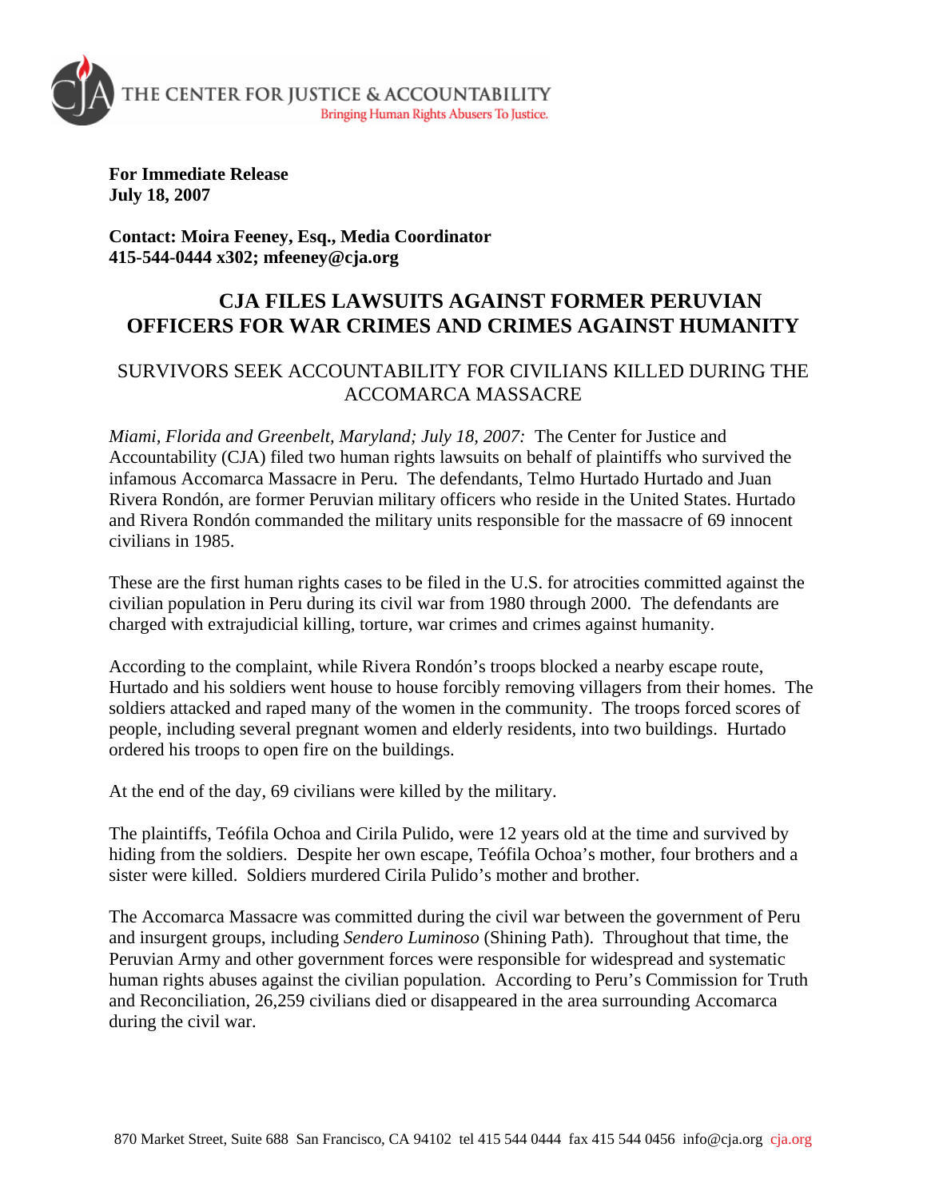THE CENTER FOR JUSTICE & ACCOUNTABILITY
Bringing Human Rights Abusers To Justice.

**For Immediate Release**
**July 18, 2007**

**Contact: Moira Feeney, Esq., Media Coordinator**
**415-544-0444 x302; mfeeney@cja.org**

# CJA FILES LAWSUITS AGAINST FORMER PERUVIAN OFFICERS FOR WAR CRIMES AND CRIMES AGAINST HUMANITY

## SURVIVORS SEEK ACCOUNTABILITY FOR CIVILIANS KILLED DURING THE ACCOMARCA MASSACRE

*Miami, Florida and Greenbelt, Maryland; July 18, 2007:* The Center for Justice and Accountability (CJA) filed two human rights lawsuits on behalf of plaintiffs who survived the infamous Accomarca Massacre in Peru. The defendants, Telmo Hurtado Hurtado and Juan Rivera Rondón, are former Peruvian military officers who reside in the United States. Hurtado and Rivera Rondón commanded the military units responsible for the massacre of 69 innocent civilians in 1985.

These are the first human rights cases to be filed in the U.S. for atrocities committed against the civilian population in Peru during its civil war from 1980 through 2000. The defendants are charged with extrajudicial killing, torture, war crimes and crimes against humanity.

According to the complaint, while Rivera Rondón's troops blocked a nearby escape route, Hurtado and his soldiers went house to house forcibly removing villagers from their homes. The soldiers attacked and raped many of the women in the community. The troops forced scores of people, including several pregnant women and elderly residents, into two buildings. Hurtado ordered his troops to open fire on the buildings.

At the end of the day, 69 civilians were killed by the military.

The plaintiffs, Teófila Ochoa and Cirila Pulido, were 12 years old at the time and survived by hiding from the soldiers. Despite her own escape, Teófila Ochoa's mother, four brothers and a sister were killed. Soldiers murdered Cirila Pulido's mother and brother.

The Accomarca Massacre was committed during the civil war between the government of Peru and insurgent groups, including *Sendero Luminoso* (Shining Path). Throughout that time, the Peruvian Army and other government forces were responsible for widespread and systematic human rights abuses against the civilian population. According to Peru's Commission for Truth and Reconciliation, 26,259 civilians died or disappeared in the area surrounding Accomarca during the civil war.

870 Market Street, Suite 688 San Francisco, CA 94102 tel 415 544 0444 fax 415 544 0456 info@cja.org cja.org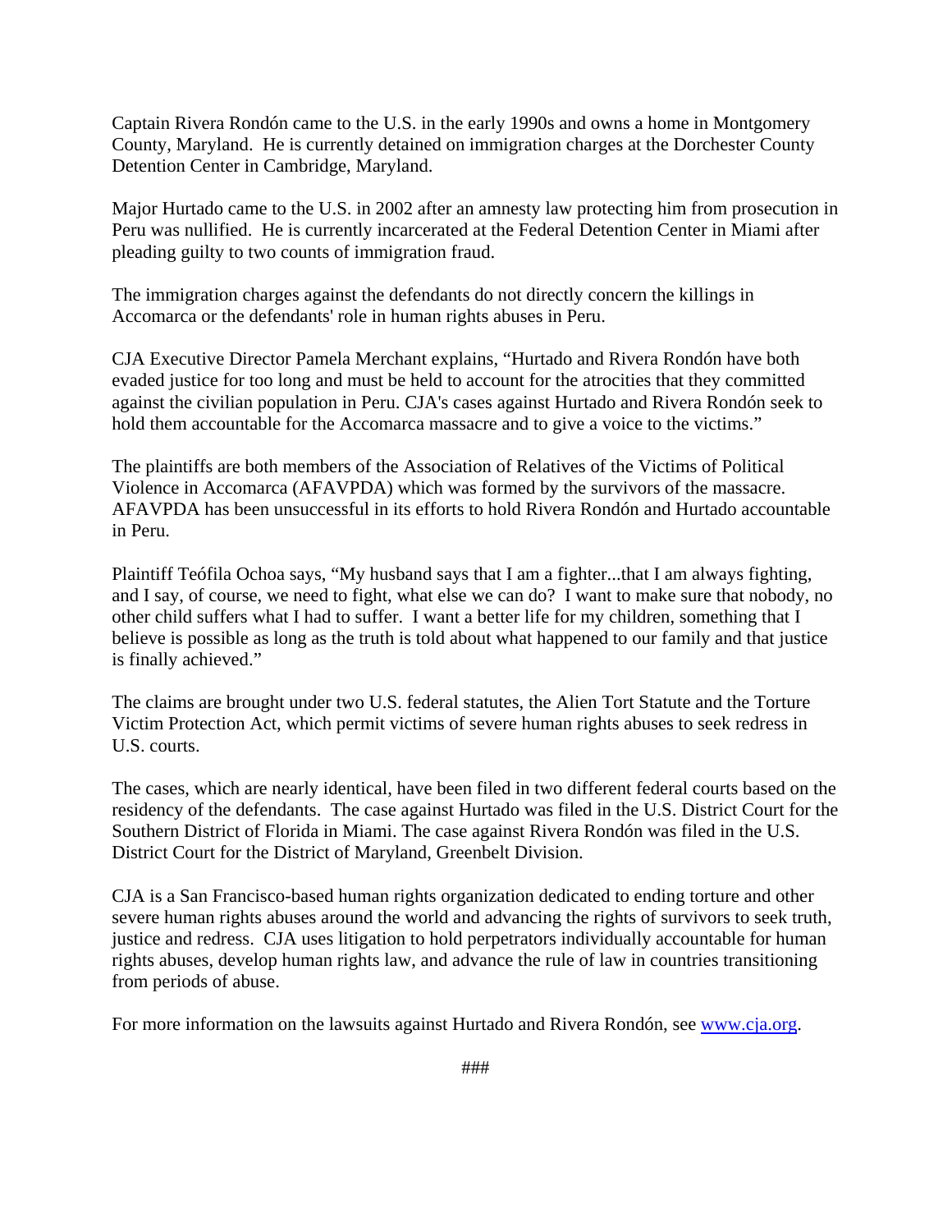Captain Rivera Rondón came to the U.S. in the early 1990s and owns a home in Montgomery County, Maryland. He is currently detained on immigration charges at the Dorchester County Detention Center in Cambridge, Maryland.

Major Hurtado came to the U.S. in 2002 after an amnesty law protecting him from prosecution in Peru was nullified. He is currently incarcerated at the Federal Detention Center in Miami after pleading guilty to two counts of immigration fraud.

The immigration charges against the defendants do not directly concern the killings in Accomarca or the defendants' role in human rights abuses in Peru.

CJA Executive Director Pamela Merchant explains, "Hurtado and Rivera Rondón have both evaded justice for too long and must be held to account for the atrocities that they committed against the civilian population in Peru. CJA's cases against Hurtado and Rivera Rondón seek to hold them accountable for the Accomarca massacre and to give a voice to the victims."

The plaintiffs are both members of the Association of Relatives of the Victims of Political Violence in Accomarca (AFAVPDA) which was formed by the survivors of the massacre. AFAVPDA has been unsuccessful in its efforts to hold Rivera Rondón and Hurtado accountable in Peru.

Plaintiff Teófila Ochoa says, "My husband says that I am a fighter...that I am always fighting, and I say, of course, we need to fight, what else we can do? I want to make sure that nobody, no other child suffers what I had to suffer. I want a better life for my children, something that I believe is possible as long as the truth is told about what happened to our family and that justice is finally achieved."

The claims are brought under two U.S. federal statutes, the Alien Tort Statute and the Torture Victim Protection Act, which permit victims of severe human rights abuses to seek redress in U.S. courts.

The cases, which are nearly identical, have been filed in two different federal courts based on the residency of the defendants. The case against Hurtado was filed in the U.S. District Court for the Southern District of Florida in Miami. The case against Rivera Rondón was filed in the U.S. District Court for the District of Maryland, Greenbelt Division.

CJA is a San Francisco-based human rights organization dedicated to ending torture and other severe human rights abuses around the world and advancing the rights of survivors to seek truth, justice and redress. CJA uses litigation to hold perpetrators individually accountable for human rights abuses, develop human rights law, and advance the rule of law in countries transitioning from periods of abuse.

For more information on the lawsuits against Hurtado and Rivera Rondón, see www.cja.org.

###